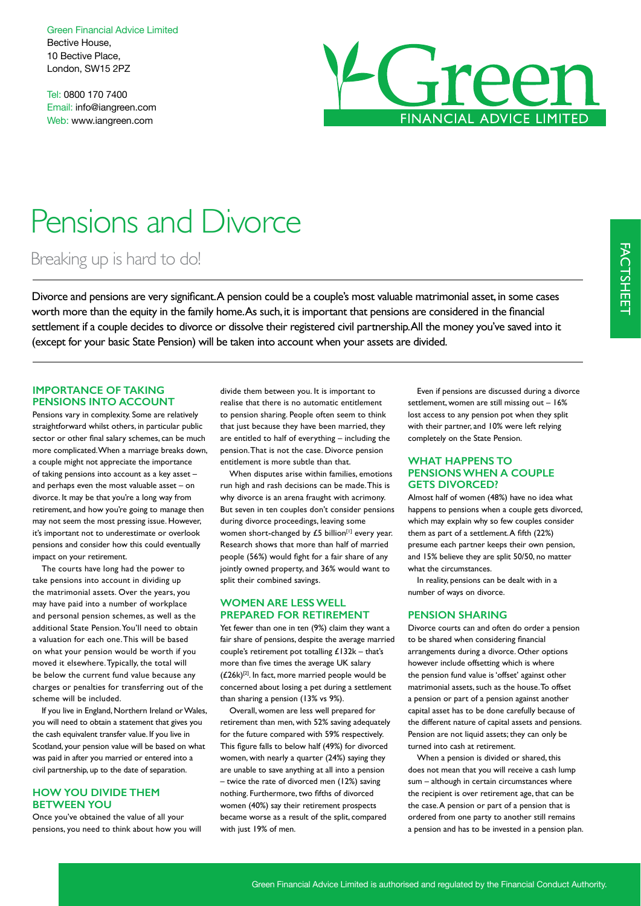Green Financial Advice Limited
Bective House,
10 Bective Place,
London, SW15 2PZ

Tel: 0800 170 7400
Email: info@iangreen.com
Web: www.iangreen.com

Green FINANCIAL ADVICE LIMITED

FACTSHEET

# Pensions and Divorce

## Breaking up is hard to do!

Divorce and pensions are very significant. A pension could be a couple's most valuable matrimonial asset, in some cases worth more than the equity in the family home. As such, it is important that pensions are considered in the financial settlement if a couple decides to divorce or dissolve their registered civil partnership. All the money you've saved into it (except for your basic State Pension) will be taken into account when your assets are divided.

### IMPORTANCE OF TAKING PENSIONS INTO ACCOUNT

Pensions vary in complexity. Some are relatively straightforward whilst others, in particular public sector or other final salary schemes, can be much more complicated. When a marriage breaks down, a couple might not appreciate the importance of taking pensions into account as a key asset – and perhaps even the most valuable asset – on divorce. It may be that you're a long way from retirement, and how you're going to manage then may not seem the most pressing issue. However, it's important not to underestimate or overlook pensions and consider how this could eventually impact on your retirement.

The courts have long had the power to take pensions into account in dividing up the matrimonial assets. Over the years, you may have paid into a number of workplace and personal pension schemes, as well as the additional State Pension. You'll need to obtain a valuation for each one. This will be based on what your pension would be worth if you moved it elsewhere. Typically, the total will be below the current fund value because any charges or penalties for transferring out of the scheme will be included.

If you live in England, Northern Ireland or Wales, you will need to obtain a statement that gives you the cash equivalent transfer value. If you live in Scotland, your pension value will be based on what was paid in after you married or entered into a civil partnership, up to the date of separation.

### HOW YOU DIVIDE THEM BETWEEN YOU

Once you've obtained the value of all your pensions, you need to think about how you will divide them between you. It is important to realise that there is no automatic entitlement to pension sharing. People often seem to think that just because they have been married, they are entitled to half of everything – including the pension. That is not the case. Divorce pension entitlement is more subtle than that.

When disputes arise within families, emotions run high and rash decisions can be made. This is why divorce is an arena fraught with acrimony. But seven in ten couples don't consider pensions during divorce proceedings, leaving some women short-changed by £5 billion[1] every year. Research shows that more than half of married people (56%) would fight for a fair share of any jointly owned property, and 36% would want to split their combined savings.

### WOMEN ARE LESS WELL PREPARED FOR RETIREMENT

Yet fewer than one in ten (9%) claim they want a fair share of pensions, despite the average married couple's retirement pot totalling £132k – that's more than five times the average UK salary (£26k)[2]. In fact, more married people would be concerned about losing a pet during a settlement than sharing a pension (13% vs 9%).

Overall, women are less well prepared for retirement than men, with 52% saving adequately for the future compared with 59% respectively. This figure falls to below half (49%) for divorced women, with nearly a quarter (24%) saying they are unable to save anything at all into a pension – twice the rate of divorced men (12%) saving nothing. Furthermore, two fifths of divorced women (40%) say their retirement prospects became worse as a result of the split, compared with just 19% of men.

Even if pensions are discussed during a divorce settlement, women are still missing out – 16% lost access to any pension pot when they split with their partner, and 10% were left relying completely on the State Pension.

### WHAT HAPPENS TO PENSIONS WHEN A COUPLE GETS DIVORCED?

Almost half of women (48%) have no idea what happens to pensions when a couple gets divorced, which may explain why so few couples consider them as part of a settlement. A fifth (22%) presume each partner keeps their own pension, and 15% believe they are split 50/50, no matter what the circumstances.

In reality, pensions can be dealt with in a number of ways on divorce.

### PENSION SHARING

Divorce courts can and often do order a pension to be shared when considering financial arrangements during a divorce. Other options however include offsetting which is where the pension fund value is 'offset' against other matrimonial assets, such as the house. To offset a pension or part of a pension against another capital asset has to be done carefully because of the different nature of capital assets and pensions. Pension are not liquid assets; they can only be turned into cash at retirement.

When a pension is divided or shared, this does not mean that you will receive a cash lump sum – although in certain circumstances where the recipient is over retirement age, that can be the case. A pension or part of a pension that is ordered from one party to another still remains a pension and has to be invested in a pension plan.

Green Financial Advice Limited is authorised and regulated by the Financial Conduct Authority.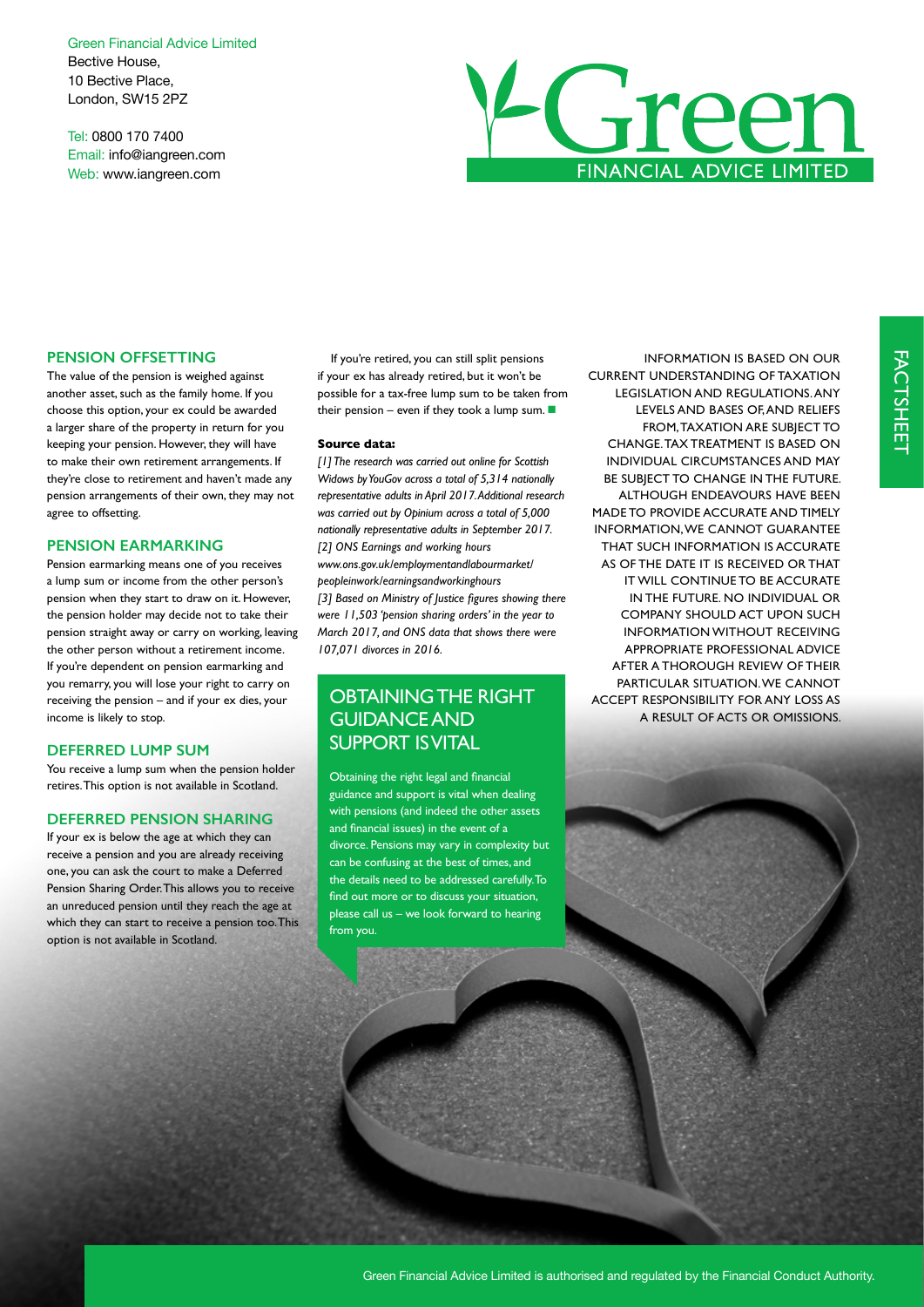Green Financial Advice Limited
Bective House,
10 Bective Place,
London, SW15 2PZ

Tel: 0800 170 7400
Email: info@iangreen.com
Web: www.iangreen.com

Green FINANCIAL ADVICE LIMITED

FACTSHEET

### PENSION OFFSETTING

The value of the pension is weighed against another asset, such as the family home. If you choose this option, your ex could be awarded a larger share of the property in return for you keeping your pension. However, they will have to make their own retirement arrangements. If they're close to retirement and haven't made any pension arrangements of their own, they may not agree to offsetting.

### PENSION EARMARKING

Pension earmarking means one of you receives a lump sum or income from the other person's pension when they start to draw on it. However, the pension holder may decide not to take their pension straight away or carry on working, leaving the other person without a retirement income. If you're dependent on pension earmarking and you remarry, you will lose your right to carry on receiving the pension – and if your ex dies, your income is likely to stop.

### DEFERRED LUMP SUM

You receive a lump sum when the pension holder retires. This option is not available in Scotland.

### DEFERRED PENSION SHARING

If your ex is below the age at which they can receive a pension and you are already receiving one, you can ask the court to make a Deferred Pension Sharing Order. This allows you to receive an unreduced pension until they reach the age at which they can start to receive a pension too. This option is not available in Scotland.

If you're retired, you can still split pensions if your ex has already retired, but it won't be possible for a tax-free lump sum to be taken from their pension – even if they took a lump sum. ■

**Source data:**

*[1] The research was carried out online for Scottish Widows by YouGov across a total of 5,314 nationally representative adults in April 2017. Additional research was carried out by Opinium across a total of 5,000 nationally representative adults in September 2017.*
*[2] ONS Earnings and working hours www.ons.gov.uk/employmentandlabourmarket/peopleinwork/earningsandworkinghours*
*[3] Based on Ministry of Justice figures showing there were 11,503 'pension sharing orders' in the year to March 2017, and ONS data that shows there were 107,071 divorces in 2016.*

## OBTAINING THE RIGHT GUIDANCE AND SUPPORT IS VITAL

Obtaining the right legal and financial guidance and support is vital when dealing with pensions (and indeed the other assets and financial issues) in the event of a divorce. Pensions may vary in complexity but can be confusing at the best of times, and the details need to be addressed carefully. To find out more or to discuss your situation, please call us – we look forward to hearing from you.

INFORMATION IS BASED ON OUR CURRENT UNDERSTANDING OF TAXATION LEGISLATION AND REGULATIONS. ANY LEVELS AND BASES OF, AND RELIEFS FROM, TAXATION ARE SUBJECT TO CHANGE. TAX TREATMENT IS BASED ON INDIVIDUAL CIRCUMSTANCES AND MAY BE SUBJECT TO CHANGE IN THE FUTURE. ALTHOUGH ENDEAVOURS HAVE BEEN MADE TO PROVIDE ACCURATE AND TIMELY INFORMATION, WE CANNOT GUARANTEE THAT SUCH INFORMATION IS ACCURATE AS OF THE DATE IT IS RECEIVED OR THAT IT WILL CONTINUE TO BE ACCURATE IN THE FUTURE. NO INDIVIDUAL OR COMPANY SHOULD ACT UPON SUCH INFORMATION WITHOUT RECEIVING APPROPRIATE PROFESSIONAL ADVICE AFTER A THOROUGH REVIEW OF THEIR PARTICULAR SITUATION. WE CANNOT ACCEPT RESPONSIBILITY FOR ANY LOSS AS A RESULT OF ACTS OR OMISSIONS.

Green Financial Advice Limited is authorised and regulated by the Financial Conduct Authority.